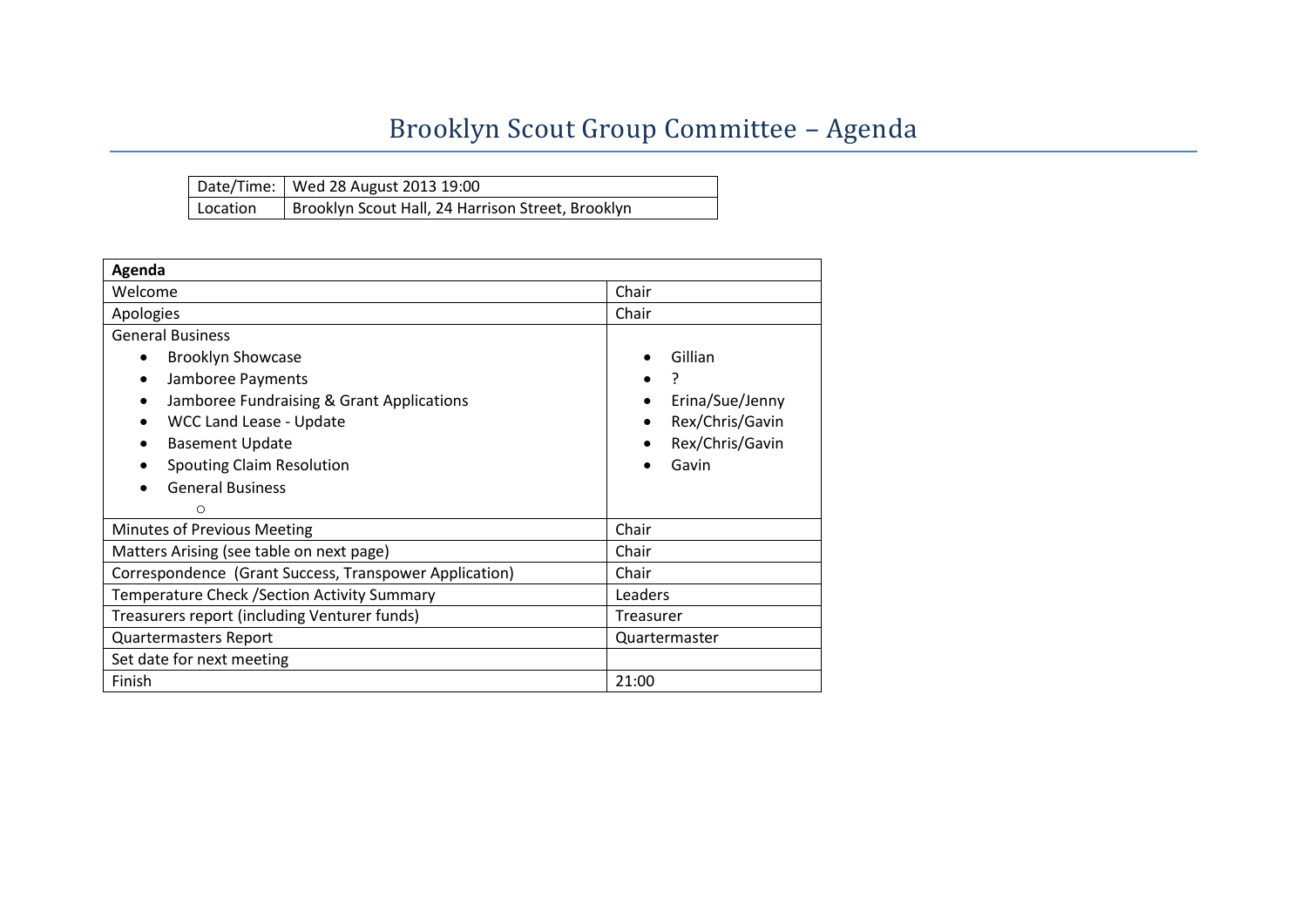# Brooklyn Scout Group Committee – Agenda

| Date/Time: | Wed 28 August 2013 19:00 |
|---|---|
| Location | Brooklyn Scout Hall, 24 Harrison Street, Brooklyn |

| Agenda | |
|---|---|
| Welcome | Chair |
| Apologies | Chair |
| General Business<br>• Brooklyn Showcase<br>• Jamboree Payments<br>• Jamboree Fundraising & Grant Applications<br>• WCC Land Lease - Update<br>• Basement Update<br>• Spouting Claim Resolution<br>• General Business<br>  ○ | <br>• Gillian<br>• ?<br>• Erina/Sue/Jenny<br>• Rex/Chris/Gavin<br>• Rex/Chris/Gavin<br>• Gavin |
| Minutes of Previous Meeting | Chair |
| Matters Arising (see table on next page) | Chair |
| Correspondence (Grant Success, Transpower Application) | Chair |
| Temperature Check /Section Activity Summary | Leaders |
| Treasurers report (including Venturer funds) | Treasurer |
| Quartermasters Report | Quartermaster |
| Set date for next meeting | |
| Finish | 21:00 |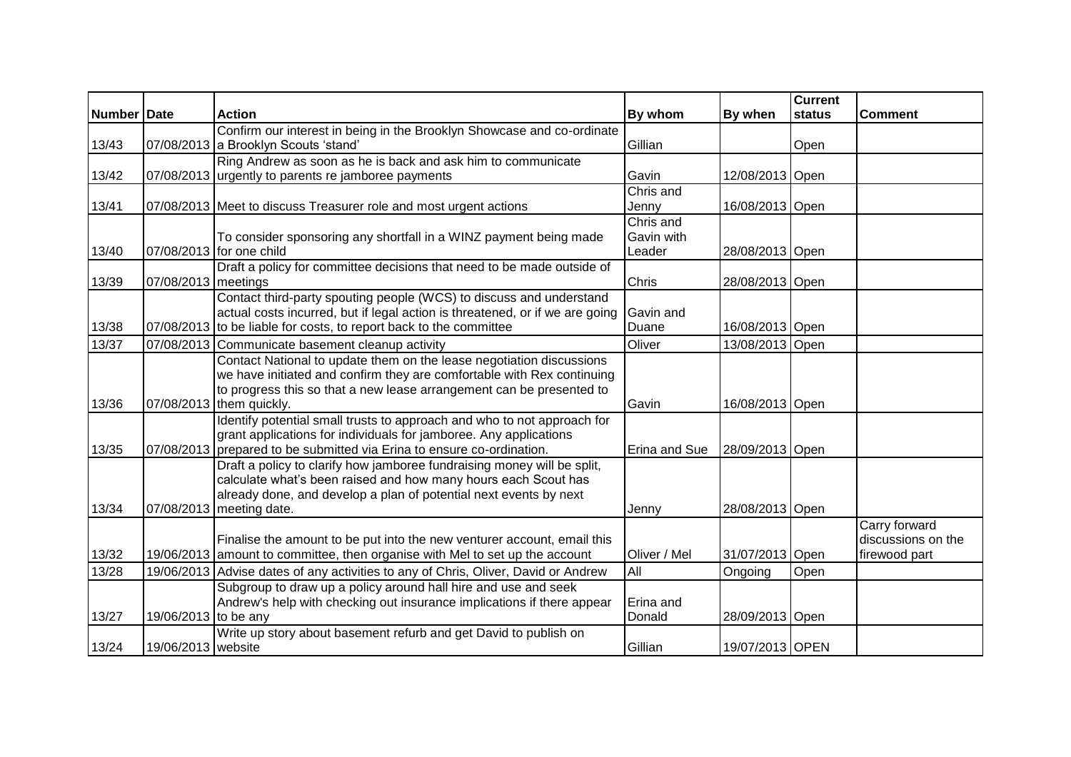| Number | Date | Action | By whom | By when | Current status | Comment |
| --- | --- | --- | --- | --- | --- | --- |
| 13/43 | 07/08/2013 | Confirm our interest in being in the Brooklyn Showcase and co-ordinate a Brooklyn Scouts 'stand' | Gillian | | Open | |
| 13/42 | 07/08/2013 | Ring Andrew as soon as he is back and ask him to communicate urgently to parents re jamboree payments | Gavin | 12/08/2013 | Open | |
| 13/41 | 07/08/2013 | Meet to discuss Treasurer role and most urgent actions | Chris and Jenny | 16/08/2013 | Open | |
| 13/40 | 07/08/2013 | To consider sponsoring any shortfall in a WINZ payment being made for one child | Chris and Gavin with Leader | 28/08/2013 | Open | |
| 13/39 | 07/08/2013 | Draft a policy for committee decisions that need to be made outside of meetings | Chris | 28/08/2013 | Open | |
| 13/38 | 07/08/2013 | Contact third-party spouting people (WCS) to discuss and understand actual costs incurred, but if legal action is threatened, or if we are going to be liable for costs, to report back to the committee | Gavin and Duane | 16/08/2013 | Open | |
| 13/37 | 07/08/2013 | Communicate basement cleanup activity | Oliver | 13/08/2013 | Open | |
| 13/36 | 07/08/2013 | Contact National to update them on the lease negotiation discussions we have initiated and confirm they are comfortable with Rex continuing to progress this so that a new lease arrangement can be presented to them quickly. | Gavin | 16/08/2013 | Open | |
| 13/35 | 07/08/2013 | Identify potential small trusts to approach and who to not approach for grant applications for individuals for jamboree. Any applications prepared to be submitted via Erina to ensure co-ordination. | Erina and Sue | 28/09/2013 | Open | |
| 13/34 | 07/08/2013 | Draft a policy to clarify how jamboree fundraising money will be split, calculate what's been raised and how many hours each Scout has already done, and develop a plan of potential next events by next meeting date. | Jenny | 28/08/2013 | Open | |
| 13/32 | 19/06/2013 | Finalise the amount to be put into the new venturer account, email this amount to committee, then organise with Mel to set up the account | Oliver / Mel | 31/07/2013 | Open | Carry forward discussions on the firewood part |
| 13/28 | 19/06/2013 | Advise dates of any activities to any of Chris, Oliver, David or Andrew | All | Ongoing | Open | |
| 13/27 | 19/06/2013 | Subgroup to draw up a policy around hall hire and use and seek Andrew's help with checking out insurance implications if there appear to be any | Erina and Donald | 28/09/2013 | Open | |
| 13/24 | 19/06/2013 | Write up story about basement refurb and get David to publish on website | Gillian | 19/07/2013 | OPEN | |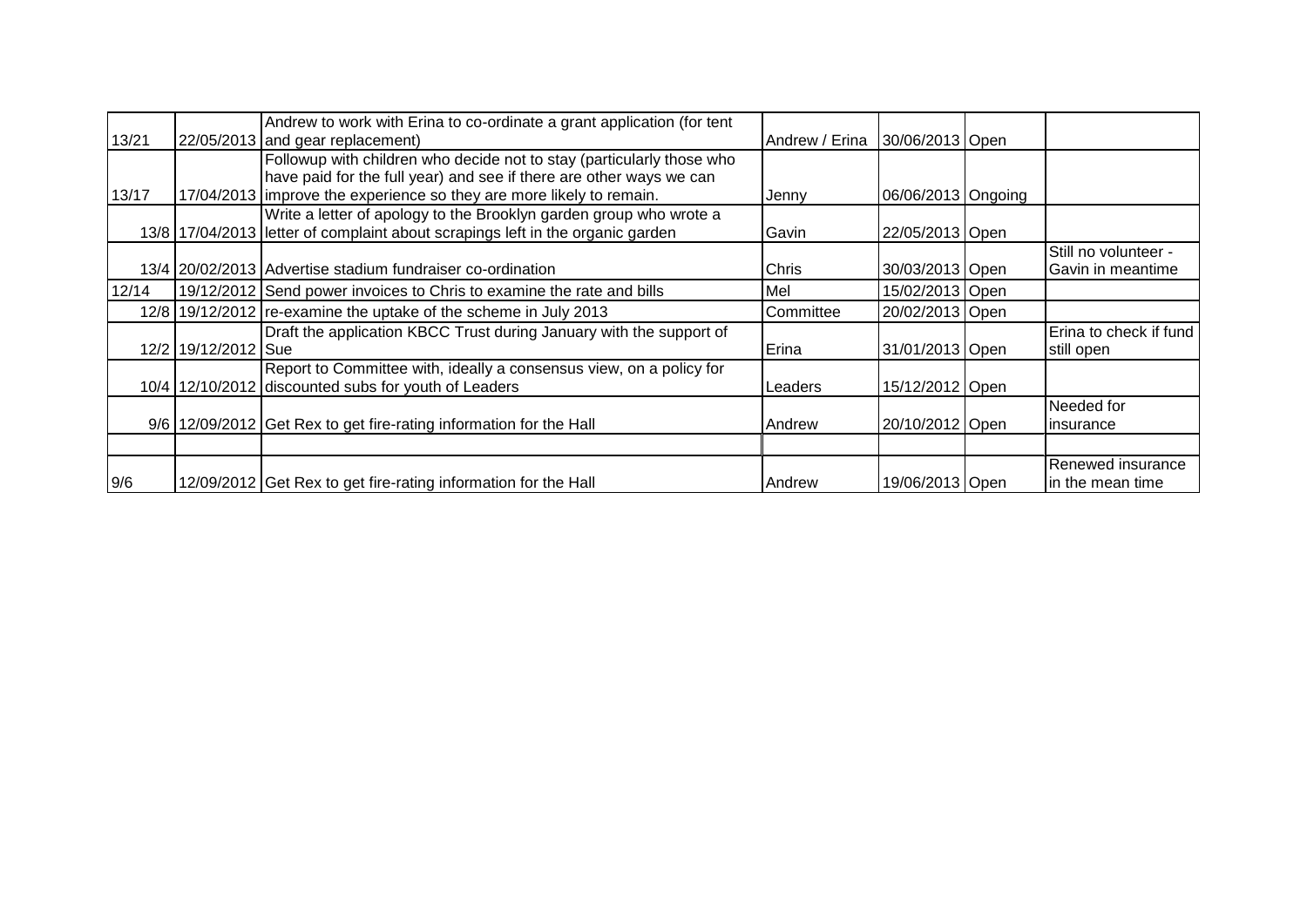| | | | | | | |
|---|---|---|---|---|---|---|
| 13/21 | 22/05/2013 | Andrew to work with Erina to co-ordinate a grant application (for tent and gear replacement) | Andrew / Erina | 30/06/2013 | Open | |
| 13/17 | 17/04/2013 | Followup with children who decide not to stay (particularly those who have paid for the full year) and see if there are other ways we can improve the experience so they are more likely to remain. | Jenny | 06/06/2013 | Ongoing | |
| 13/8 | 17/04/2013 | Write a letter of apology to the Brooklyn garden group who wrote a letter of complaint about scrapings left in the organic garden | Gavin | 22/05/2013 | Open | |
| 13/4 | 20/02/2013 | Advertise stadium fundraiser co-ordination | Chris | 30/03/2013 | Open | Still no volunteer - Gavin in meantime |
| 12/14 | 19/12/2012 | Send power invoices to Chris to examine the rate and bills | Mel | 15/02/2013 | Open | |
| 12/8 | 19/12/2012 | re-examine the uptake of the scheme in July 2013 | Committee | 20/02/2013 | Open | |
| 12/2 | 19/12/2012 | Draft the application KBCC Trust during January with the support of Sue | Erina | 31/01/2013 | Open | Erina to check if fund still open |
| 10/4 | 12/10/2012 | Report to Committee with, ideally a consensus view, on a policy for discounted subs for youth of Leaders | Leaders | 15/12/2012 | Open | |
| 9/6 | 12/09/2012 | Get Rex to get fire-rating information for the Hall | Andrew | 20/10/2012 | Open | Needed for insurance |
| | | | | | | |
| 9/6 | 12/09/2012 | Get Rex to get fire-rating information for the Hall | Andrew | 19/06/2013 | Open | Renewed insurance in the mean time |